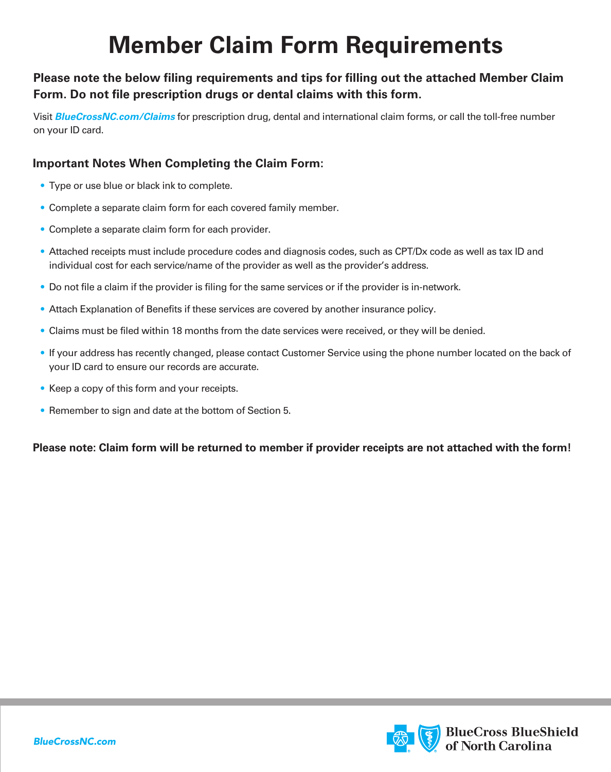# Member Claim Form Requirements

**Please note the below filing requirements and tips for filling out the attached Member Claim Form. Do not file prescription drugs or dental claims with this form.**

Visit ***BlueCrossNC.com/Claims*** for prescription drug, dental and international claim forms, or call the toll-free number on your ID card.

### Important Notes When Completing the Claim Form:

- Type or use blue or black ink to complete.
- Complete a separate claim form for each covered family member.
- Complete a separate claim form for each provider.
- Attached receipts must include procedure codes and diagnosis codes, such as CPT/Dx code as well as tax ID and individual cost for each service/name of the provider as well as the provider's address.
- Do not file a claim if the provider is filing for the same services or if the provider is in-network.
- Attach Explanation of Benefits if these services are covered by another insurance policy.
- Claims must be filed within 18 months from the date services were received, or they will be denied.
- If your address has recently changed, please contact Customer Service using the phone number located on the back of your ID card to ensure our records are accurate.
- Keep a copy of this form and your receipts.
- Remember to sign and date at the bottom of Section 5.

**Please note: Claim form will be returned to member if provider receipts are not attached with the form!**

*BlueCrossNC.com*

BlueCross BlueShield of North Carolina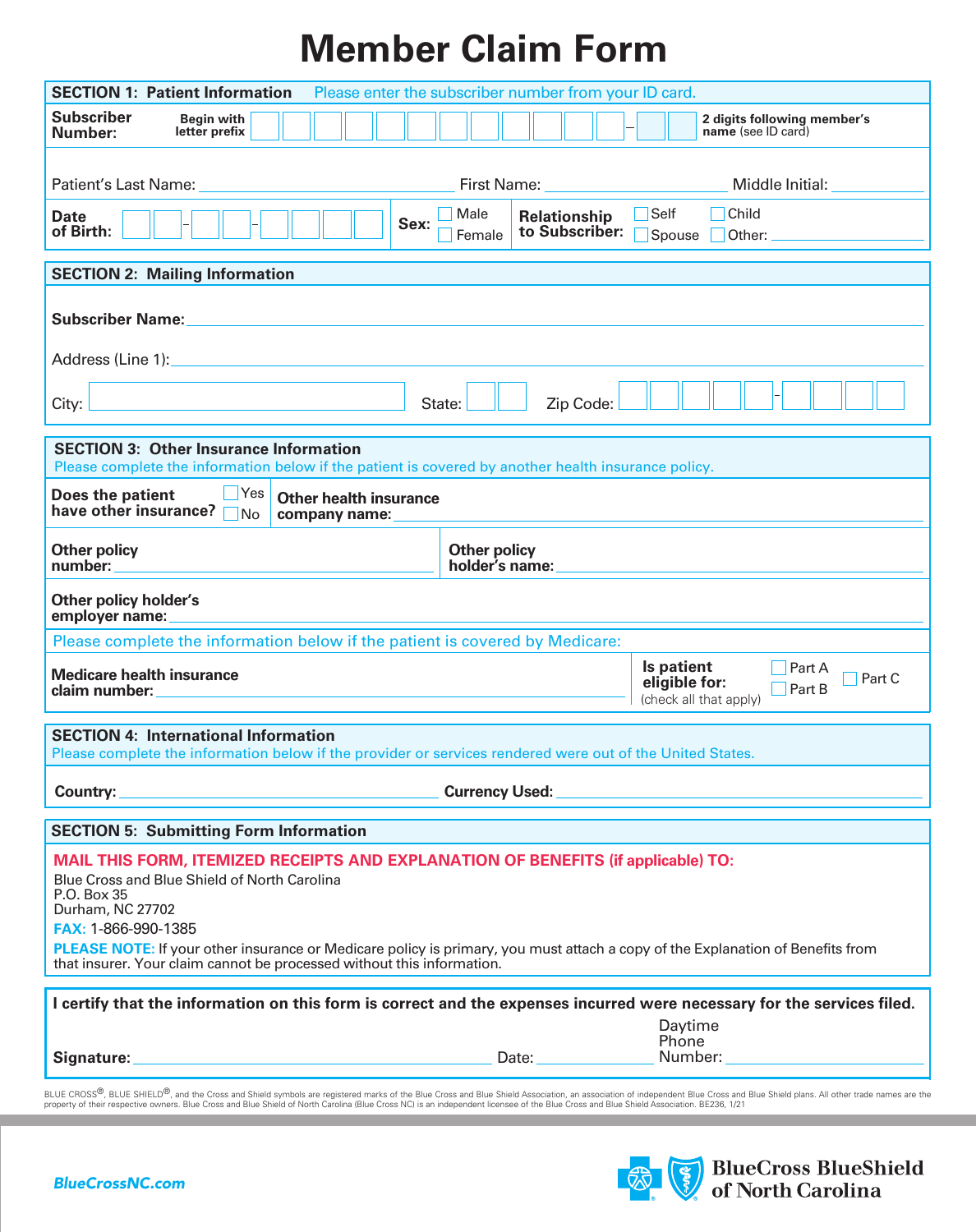# Member Claim Form

**SECTION 1: Patient Information** Please enter the subscriber number from your ID card.

**Subscriber Number:** Begin with letter prefix ___ – ___ 2 digits following member's name (see ID card)

Patient's Last Name: ________ First Name: ________ Middle Initial: ________

**Date of Birth:** ___ – ___ – ___

**Sex:** ☐ Male ☐ Female

**Relationship to Subscriber:** ☐ Self ☐ Child ☐ Spouse ☐ Other: ________

**SECTION 2: Mailing Information**

**Subscriber Name:** ________

Address (Line 1): ________

City: ________ State: ___ Zip Code: _____-____

**SECTION 3: Other Insurance Information**

Please complete the information below if the patient is covered by another health insurance policy.

**Does the patient have other insurance?** ☐ Yes ☐ No

**Other health insurance company name:** ________

**Other policy number:** ________

**Other policy holder's name:** ________

**Other policy holder's employer name:** ________

Please complete the information below if the patient is covered by Medicare:

**Medicare health insurance claim number:** ________

**Is patient eligible for:** (check all that apply) ☐ Part A ☐ Part B ☐ Part C

**SECTION 4: International Information**

Please complete the information below if the provider or services rendered were out of the United States.

**Country:** ________ **Currency Used:** ________

**SECTION 5: Submitting Form Information**

**MAIL THIS FORM, ITEMIZED RECEIPTS AND EXPLANATION OF BENEFITS (if applicable) TO:**

Blue Cross and Blue Shield of North Carolina
P.O. Box 35
Durham, NC 27702

**FAX:** 1-866-990-1385

**PLEASE NOTE:** If your other insurance or Medicare policy is primary, you must attach a copy of the Explanation of Benefits from that insurer. Your claim cannot be processed without this information.

**I certify that the information on this form is correct and the expenses incurred were necessary for the services filed.**

**Signature:** ________ Date: ________ Daytime Phone Number: ________

BLUE CROSS®, BLUE SHIELD®, and the Cross and Shield symbols are registered marks of the Blue Cross and Blue Shield Association, an association of independent Blue Cross and Blue Shield plans. All other trade names are the property of their respective owners. Blue Cross and Blue Shield of North Carolina (Blue Cross NC) is an independent licensee of the Blue Cross and Blue Shield Association. BE236, 1/21

BlueCrossNC.com

BlueCross BlueShield of North Carolina